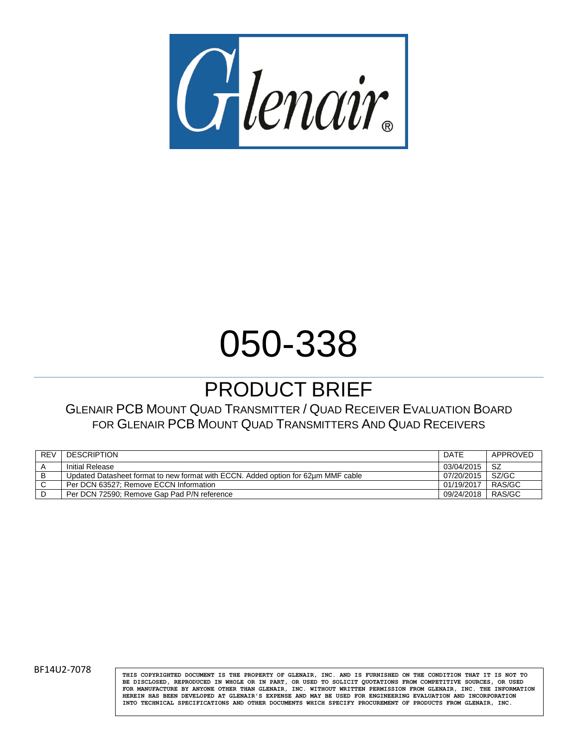Glenair®

# 050-338

## PRODUCT BRIEF

GLENAIR PCB MOUNT QUAD TRANSMITTER / QUAD RECEIVER EVALUATION BOARD FOR GLENAIR PCB MOUNT QUAD TRANSMITTERS AND QUAD RECEIVERS

| REV | DESCRIPTION | DATE | APPROVED |
|---|---|---|---|
| A | Initial Release | 03/04/2015 | SZ |
| B | Updated Datasheet format to new format with ECCN. Added option for 62µm MMF cable | 07/20/2015 | SZ/GC |
| C | Per DCN 63527; Remove ECCN Information | 01/19/2017 | RAS/GC |
| D | Per DCN 72590; Remove Gap Pad P/N reference | 09/24/2018 | RAS/GC |

BF14U2-7078

THIS COPYRIGHTED DOCUMENT IS THE PROPERTY OF GLENAIR, INC. AND IS FURNISHED ON THE CONDITION THAT IT IS NOT TO BE DISCLOSED, REPRODUCED IN WHOLE OR IN PART, OR USED TO SOLICIT QUOTATIONS FROM COMPETITIVE SOURCES, OR USED FOR MANUFACTURE BY ANYONE OTHER THAN GLENAIR, INC. WITHOUT WRITTEN PERMISSION FROM GLENAIR, INC. THE INFORMATION HEREIN HAS BEEN DEVELOPED AT GLENAIR'S EXPENSE AND MAY BE USED FOR ENGINEERING EVALUATION AND INCORPORATION INTO TECHNICAL SPECIFICATIONS AND OTHER DOCUMENTS WHICH SPECIFY PROCUREMENT OF PRODUCTS FROM GLENAIR, INC.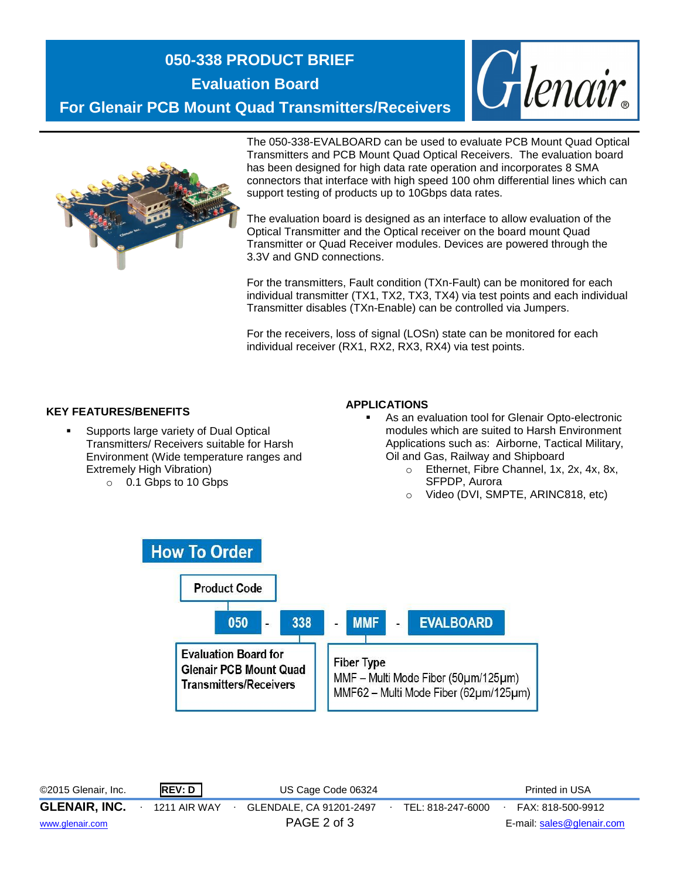# 050-338 PRODUCT BRIEF
## Evaluation Board
## For Glenair PCB Mount Quad Transmitters/Receivers

The 050-338-EVALBOARD can be used to evaluate PCB Mount Quad Optical Transmitters and PCB Mount Quad Optical Receivers. The evaluation board has been designed for high data rate operation and incorporates 8 SMA connectors that interface with high speed 100 ohm differential lines which can support testing of products up to 10Gbps data rates.

The evaluation board is designed as an interface to allow evaluation of the Optical Transmitter and the Optical receiver on the board mount Quad Transmitter or Quad Receiver modules. Devices are powered through the 3.3V and GND connections.

For the transmitters, Fault condition (TXn-Fault) can be monitored for each individual transmitter (TX1, TX2, TX3, TX4) via test points and each individual Transmitter disables (TXn-Enable) can be controlled via Jumpers.

For the receivers, loss of signal (LOSn) state can be monitored for each individual receiver (RX1, RX2, RX3, RX4) via test points.

### KEY FEATURES/BENEFITS

- Supports large variety of Dual Optical Transmitters/ Receivers suitable for Harsh Environment (Wide temperature ranges and Extremely High Vibration)
  - 0.1 Gbps to 10 Gbps

### APPLICATIONS

- As an evaluation tool for Glenair Opto-electronic modules which are suited to Harsh Environment Applications such as: Airborne, Tactical Military, Oil and Gas, Railway and Shipboard
  - Ethernet, Fibre Channel, 1x, 2x, 4x, 8x, SFPDP, Aurora
  - Video (DVI, SMPTE, ARINC818, etc)

## How To Order

Product Code: **050 - 338 - MMF - EVALBOARD**

- **050-338**: Evaluation Board for Glenair PCB Mount Quad Transmitters/Receivers
- **MMF**: Fiber Type
  - MMF – Multi Mode Fiber (50µm/125µm)
  - MMF62 – Multi Mode Fiber (62µm/125µm)

©2015 Glenair, Inc. REV: D US Cage Code 06324 Printed in USA

GLENAIR, INC. · 1211 AIR WAY · GLENDALE, CA 91201-2497 · TEL: 818-247-6000 · FAX: 818-500-9912

www.glenair.com E-mail: sales@glenair.com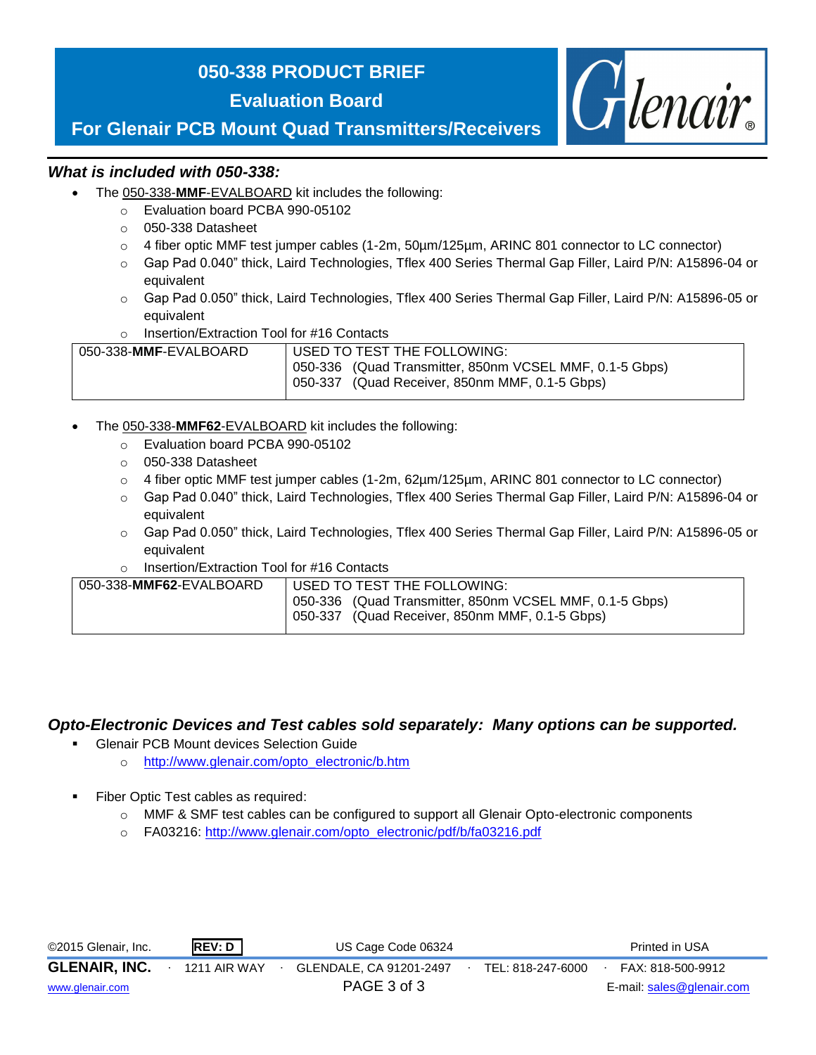**050-338 PRODUCT BRIEF**

**Evaluation Board**

**For Glenair PCB Mount Quad Transmitters/Receivers**

Glenair®

## *What is included with 050-338:*

- The 050-338-**MMF**-EVALBOARD kit includes the following:
  - Evaluation board PCBA 990-05102
  - 050-338 Datasheet
  - 4 fiber optic MMF test jumper cables (1-2m, 50µm/125µm, ARINC 801 connector to LC connector)
  - Gap Pad 0.040" thick, Laird Technologies, Tflex 400 Series Thermal Gap Filler, Laird P/N: A15896-04 or equivalent
  - Gap Pad 0.050" thick, Laird Technologies, Tflex 400 Series Thermal Gap Filler, Laird P/N: A15896-05 or equivalent
  - Insertion/Extraction Tool for #16 Contacts

| | |
|---|---|
| 050-338-**MMF**-EVALBOARD | USED TO TEST THE FOLLOWING:<br>050-336 (Quad Transmitter, 850nm VCSEL MMF, 0.1-5 Gbps)<br>050-337 (Quad Receiver, 850nm MMF, 0.1-5 Gbps) |

- The 050-338-**MMF62**-EVALBOARD kit includes the following:
  - Evaluation board PCBA 990-05102
  - 050-338 Datasheet
  - 4 fiber optic MMF test jumper cables (1-2m, 62µm/125µm, ARINC 801 connector to LC connector)
  - Gap Pad 0.040" thick, Laird Technologies, Tflex 400 Series Thermal Gap Filler, Laird P/N: A15896-04 or equivalent
  - Gap Pad 0.050" thick, Laird Technologies, Tflex 400 Series Thermal Gap Filler, Laird P/N: A15896-05 or equivalent
  - Insertion/Extraction Tool for #16 Contacts

| | |
|---|---|
| 050-338-**MMF62**-EVALBOARD | USED TO TEST THE FOLLOWING:<br>050-336 (Quad Transmitter, 850nm VCSEL MMF, 0.1-5 Gbps)<br>050-337 (Quad Receiver, 850nm MMF, 0.1-5 Gbps) |

## *Opto-Electronic Devices and Test cables sold separately: Many options can be supported.*

- Glenair PCB Mount devices Selection Guide
  - http://www.glenair.com/opto_electronic/b.htm

- Fiber Optic Test cables as required:
  - MMF & SMF test cables can be configured to support all Glenair Opto-electronic components
  - FA03216: http://www.glenair.com/opto_electronic/pdf/b/fa03216.pdf

©2015 Glenair, Inc. **REV: D** US Cage Code 06324 Printed in USA

**GLENAIR, INC.** · 1211 AIR WAY · GLENDALE, CA 91201-2497 · TEL: 818-247-6000 · FAX: 818-500-9912

www.glenair.com E-mail: sales@glenair.com